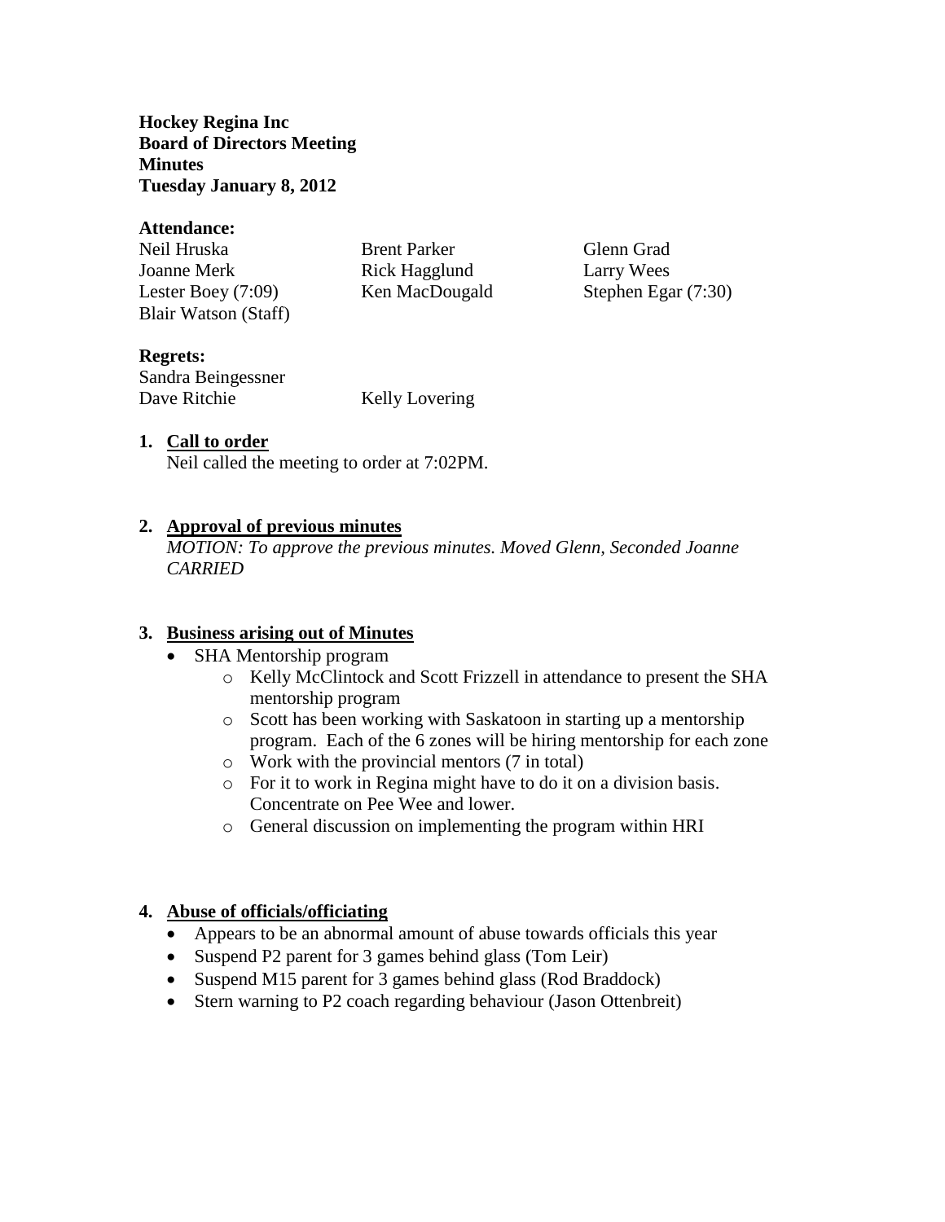**Hockey Regina Inc**
**Board of Directors Meeting**
**Minutes**
**Tuesday January 8, 2012**

**Attendance:**

Neil Hruska
Joanne Merk
Lester Boey (7:09)
Blair Watson (Staff)
Brent Parker
Rick Hagglund
Ken MacDougald
Glenn Grad
Larry Wees
Stephen Egar (7:30)

**Regrets:**

Sandra Beingessner
Dave Ritchie
Kelly Lovering

1. **Call to order**
   Neil called the meeting to order at 7:02PM.

2. **Approval of previous minutes**
   *MOTION: To approve the previous minutes. Moved Glenn, Seconded Joanne CARRIED*

3. **Business arising out of Minutes**
   - SHA Mentorship program
     - Kelly McClintock and Scott Frizzell in attendance to present the SHA mentorship program
     - Scott has been working with Saskatoon in starting up a mentorship program. Each of the 6 zones will be hiring mentorship for each zone
     - Work with the provincial mentors (7 in total)
     - For it to work in Regina might have to do it on a division basis. Concentrate on Pee Wee and lower.
     - General discussion on implementing the program within HRI

4. **Abuse of officials/officiating**
   - Appears to be an abnormal amount of abuse towards officials this year
   - Suspend P2 parent for 3 games behind glass (Tom Leir)
   - Suspend M15 parent for 3 games behind glass (Rod Braddock)
   - Stern warning to P2 coach regarding behaviour (Jason Ottenbreit)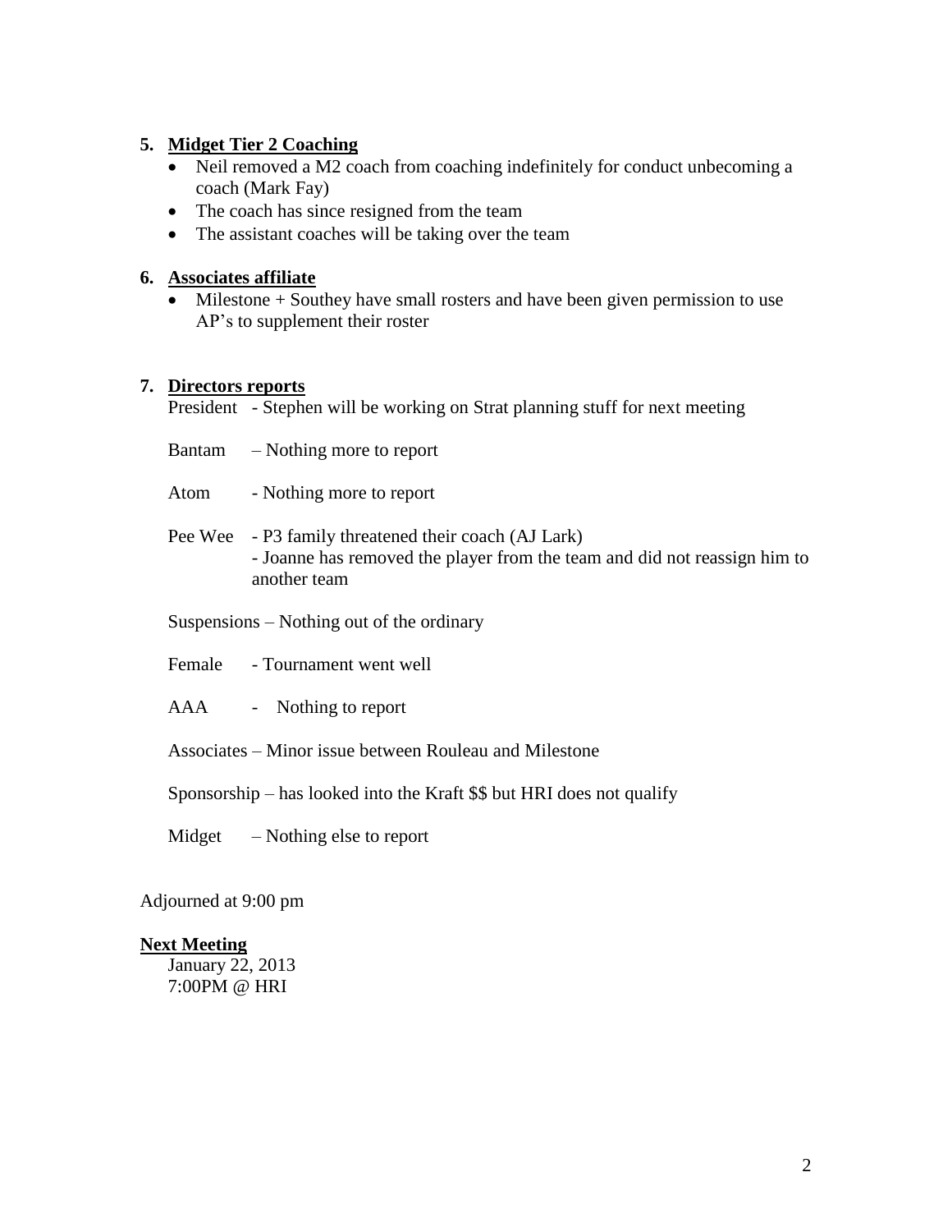**5. Midget Tier 2 Coaching**

- Neil removed a M2 coach from coaching indefinitely for conduct unbecoming a coach (Mark Fay)
- The coach has since resigned from the team
- The assistant coaches will be taking over the team

**6. Associates affiliate**

- Milestone + Southey have small rosters and have been given permission to use AP's to supplement their roster

**7. Directors reports**

President - Stephen will be working on Strat planning stuff for next meeting

Bantam – Nothing more to report

Atom - Nothing more to report

Pee Wee - P3 family threatened their coach (AJ Lark)
- Joanne has removed the player from the team and did not reassign him to another team

Suspensions – Nothing out of the ordinary

Female - Tournament went well

AAA - Nothing to report

Associates – Minor issue between Rouleau and Milestone

Sponsorship – has looked into the Kraft $$ but HRI does not qualify

Midget – Nothing else to report

Adjourned at 9:00 pm

**Next Meeting**

January 22, 2013
7:00PM @ HRI